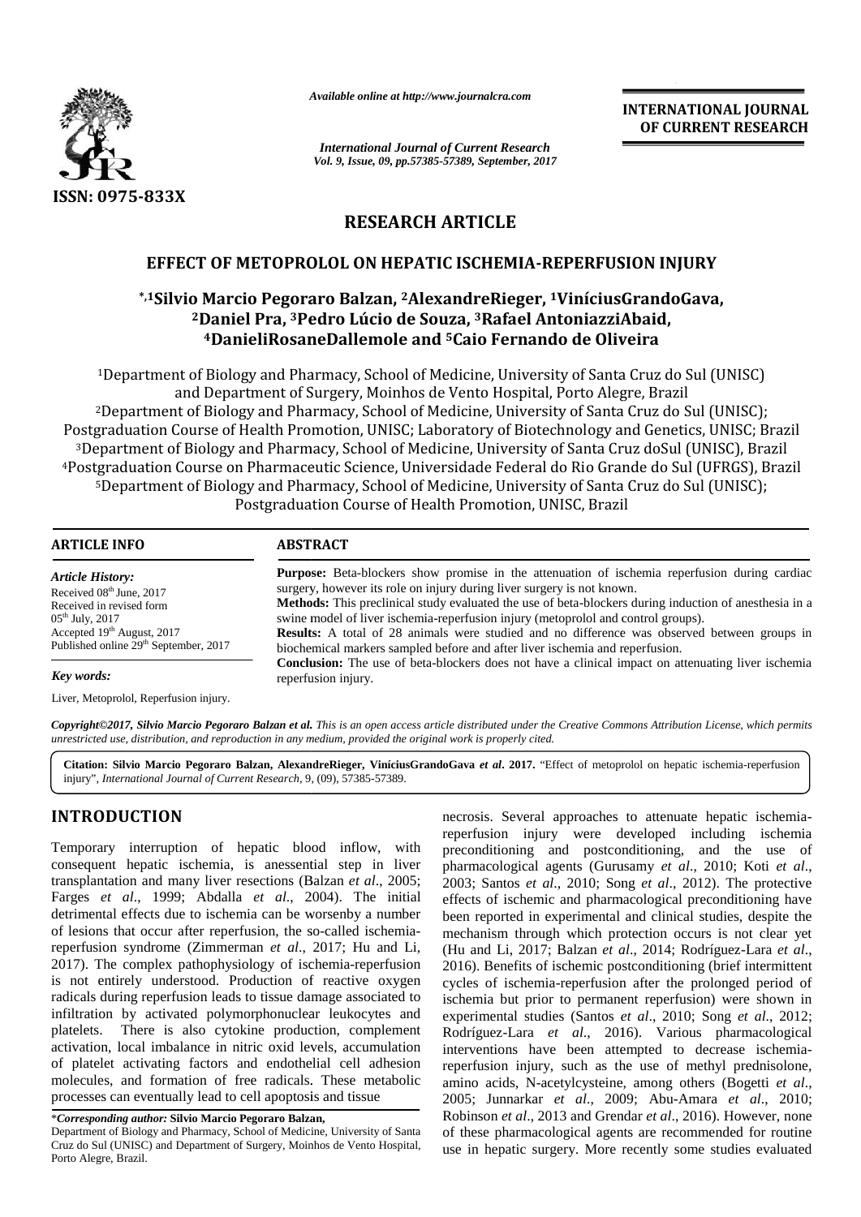**INTERNATIONAL JOURNAL OF CURRENT RESEARCH**

*Available online at http://www.journalcra.com*

*International Journal of Current Research*
*Vol. 9, Issue, 09, pp.57385-57389, September, 2017*

ISSN: 0975-833X

## RESEARCH ARTICLE

# EFFECT OF METOPROLOL ON HEPATIC ISCHEMIA-REPERFUSION INJURY

**[*,1]Silvio Marcio Pegoraro Balzan, [2]AlexandreRieger, [1]ViníciusGrandoGava, [2]Daniel Pra, [3]Pedro Lúcio de Souza, [3]Rafael AntoniazziAbaid, [4]DanieliRosaneDallemole and [5]Caio Fernando de Oliveira**

[1]Department of Biology and Pharmacy, School of Medicine, University of Santa Cruz do Sul (UNISC) and Department of Surgery, Moinhos de Vento Hospital, Porto Alegre, Brazil
[2]Department of Biology and Pharmacy, School of Medicine, University of Santa Cruz do Sul (UNISC); Postgraduation Course of Health Promotion, UNISC; Laboratory of Biotechnology and Genetics, UNISC; Brazil
[3]Department of Biology and Pharmacy, School of Medicine, University of Santa Cruz doSul (UNISC), Brazil
[4]Postgraduation Course on Pharmaceutic Science, Universidade Federal do Rio Grande do Sul (UFRGS), Brazil
[5]Department of Biology and Pharmacy, School of Medicine, University of Santa Cruz do Sul (UNISC); Postgraduation Course of Health Promotion, UNISC, Brazil

### ARTICLE INFO

*Article History:*
Received 08th June, 2017
Received in revised form 05th July, 2017
Accepted 19th August, 2017
Published online 29th September, 2017

*Key words:*
Liver, Metoprolol, Reperfusion injury.

### ABSTRACT

**Purpose:** Beta-blockers show promise in the attenuation of ischemia reperfusion during cardiac surgery, however its role on injury during liver surgery is not known.
**Methods:** This preclinical study evaluated the use of beta-blockers during induction of anesthesia in a swine model of liver ischemia-reperfusion injury (metoprolol and control groups).
**Results:** A total of 28 animals were studied and no difference was observed between groups in biochemical markers sampled before and after liver ischemia and reperfusion.
**Conclusion:** The use of beta-blockers does not have a clinical impact on attenuating liver ischemia reperfusion injury.

*Copyright©2017, Silvio Marcio Pegoraro Balzan et al. This is an open access article distributed under the Creative Commons Attribution License, which permits unrestricted use, distribution, and reproduction in any medium, provided the original work is properly cited.*

**Citation: Silvio Marcio Pegoraro Balzan, AlexandreRieger, ViníciusGrandoGava *et al*. 2017.** "Effect of metoprolol on hepatic ischemia-reperfusion injury", *International Journal of Current Research*, 9, (09), 57385-57389.

## INTRODUCTION

Temporary interruption of hepatic blood inflow, with consequent hepatic ischemia, is anessential step in liver transplantation and many liver resections (Balzan *et al*., 2005; Farges *et al*., 1999; Abdalla *et al*., 2004). The initial detrimental effects due to ischemia can be worsenby a number of lesions that occur after reperfusion, the so-called ischemia-reperfusion syndrome (Zimmerman *et al*., 2017; Hu and Li, 2017). The complex pathophysiology of ischemia-reperfusion is not entirely understood. Production of reactive oxygen radicals during reperfusion leads to tissue damage associated to infiltration by activated polymorphonuclear leukocytes and platelets. There is also cytokine production, complement activation, local imbalance in nitric oxid levels, accumulation of platelet activating factors and endothelial cell adhesion molecules, and formation of free radicals. These metabolic processes can eventually lead to cell apoptosis and tissue necrosis. Several approaches to attenuate hepatic ischemia-reperfusion injury were developed including ischemia preconditioning and postconditioning, and the use of pharmacological agents (Gurusamy *et al*., 2010; Koti *et al*., 2003; Santos *et al*., 2010; Song *et al*., 2012). The protective effects of ischemic and pharmacological preconditioning have been reported in experimental and clinical studies, despite the mechanism through which protection occurs is not clear yet (Hu and Li, 2017; Balzan *et al*., 2014; Rodríguez-Lara *et al*., 2016). Benefits of ischemic postconditioning (brief intermittent cycles of ischemia-reperfusion after the prolonged period of ischemia but prior to permanent reperfusion) were shown in experimental studies (Santos *et al*., 2010; Song *et al*., 2012; Rodríguez-Lara *et al*., 2016). Various pharmacological interventions have been attempted to decrease ischemia-reperfusion injury, such as the use of methyl prednisolone, amino acids, N-acetylcysteine, among others (Bogetti *et al*., 2005; Junnarkar *et al*., 2009; Abu-Amara *et al*., 2010; Robinson *et al*., 2013 and Grendar *et al*., 2016). However, none of these pharmacological agents are recommended for routine use in hepatic surgery. More recently some studies evaluated

*\*Corresponding author:* **Silvio Marcio Pegoraro Balzan,**
Department of Biology and Pharmacy, School of Medicine, University of Santa Cruz do Sul (UNISC) and Department of Surgery, Moinhos de Vento Hospital, Porto Alegre, Brazil.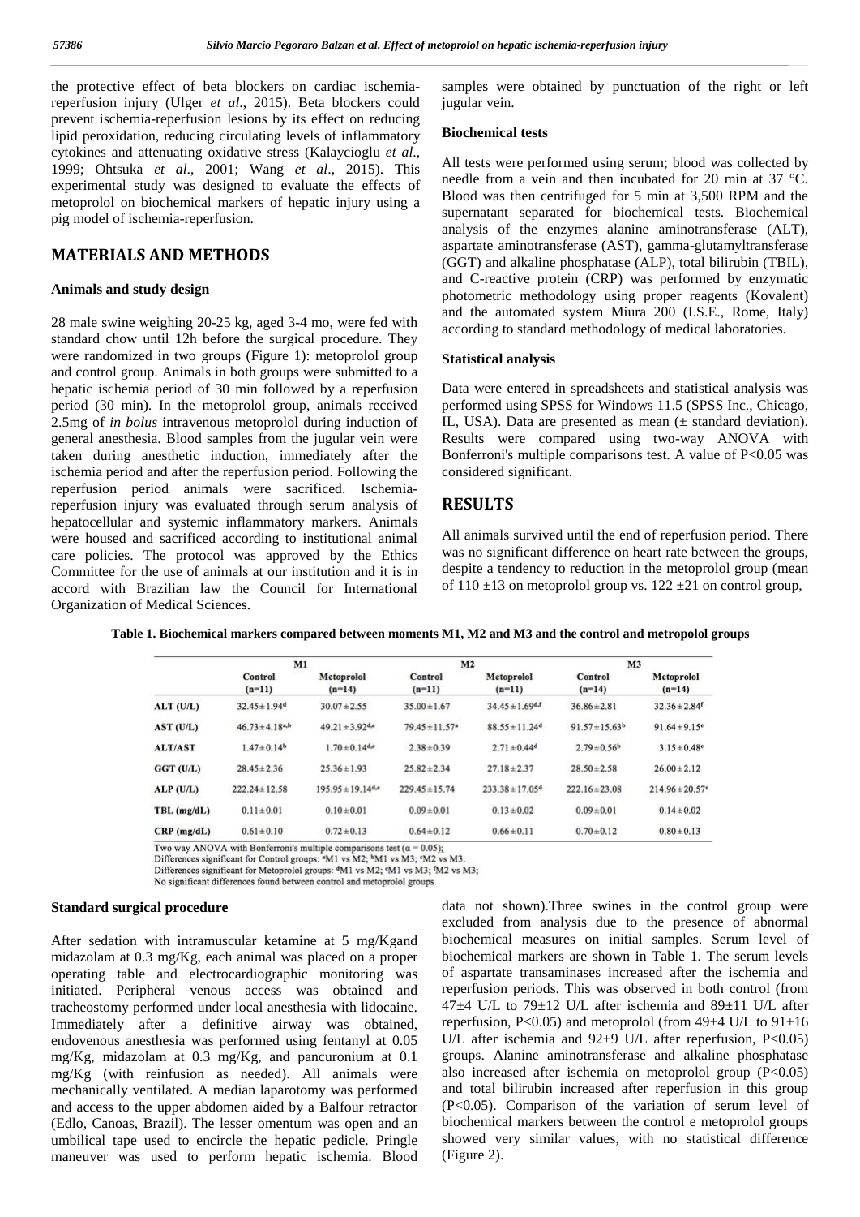the protective effect of beta blockers on cardiac ischemia-reperfusion injury (Ulger *et al*., 2015). Beta blockers could prevent ischemia-reperfusion lesions by its effect on reducing lipid peroxidation, reducing circulating levels of inflammatory cytokines and attenuating oxidative stress (Kalaycioglu *et al*., 1999; Ohtsuka *et al*., 2001; Wang *et al*., 2015). This experimental study was designed to evaluate the effects of metoprolol on biochemical markers of hepatic injury using a pig model of ischemia-reperfusion.

## MATERIALS AND METHODS

### Animals and study design

28 male swine weighing 20-25 kg, aged 3-4 mo, were fed with standard chow until 12h before the surgical procedure. They were randomized in two groups (Figure 1): metoprolol group and control group. Animals in both groups were submitted to a hepatic ischemia period of 30 min followed by a reperfusion period (30 min). In the metoprolol group, animals received 2.5mg of *in bolus* intravenous metoprolol during induction of general anesthesia. Blood samples from the jugular vein were taken during anesthetic induction, immediately after the ischemia period and after the reperfusion period. Following the reperfusion period animals were sacrificed. Ischemia-reperfusion injury was evaluated through serum analysis of hepatocellular and systemic inflammatory markers. Animals were housed and sacrificed according to institutional animal care policies. The protocol was approved by the Ethics Committee for the use of animals at our institution and it is in accord with Brazilian law the Council for International Organization of Medical Sciences.

### Standard surgical procedure

After sedation with intramuscular ketamine at 5 mg/Kgand midazolam at 0.3 mg/Kg, each animal was placed on a proper operating table and electrocardiographic monitoring was initiated. Peripheral venous access was obtained and tracheostomy performed under local anesthesia with lidocaine. Immediately after a definitive airway was obtained, endovenous anesthesia was performed using fentanyl at 0.05 mg/Kg, midazolam at 0.3 mg/Kg, and pancuronium at 0.1 mg/Kg (with reinfusion as needed). All animals were mechanically ventilated. A median laparotomy was performed and access to the upper abdomen aided by a Balfour retractor (Edlo, Canoas, Brazil). The lesser omentum was open and an umbilical tape used to encircle the hepatic pedicle. Pringle maneuver was used to perform hepatic ischemia. Blood samples were obtained by punctuation of the right or left jugular vein.

### Biochemical tests

All tests were performed using serum; blood was collected by needle from a vein and then incubated for 20 min at 37 °C. Blood was then centrifuged for 5 min at 3,500 RPM and the supernatant separated for biochemical tests. Biochemical analysis of the enzymes alanine aminotransferase (ALT), aspartate aminotransferase (AST), gamma-glutamyltransferase (GGT) and alkaline phosphatase (ALP), total bilirubin (TBIL), and C-reactive protein (CRP) was performed by enzymatic photometric methodology using proper reagents (Kovalent) and the automated system Miura 200 (I.S.E., Rome, Italy) according to standard methodology of medical laboratories.

### Statistical analysis

Data were entered in spreadsheets and statistical analysis was performed using SPSS for Windows 11.5 (SPSS Inc., Chicago, IL, USA). Data are presented as mean (± standard deviation). Results were compared using two-way ANOVA with Bonferroni's multiple comparisons test. A value of P<0.05 was considered significant.

## RESULTS

All animals survived until the end of reperfusion period. There was no significant difference on heart rate between the groups, despite a tendency to reduction in the metoprolol group (mean of 110 ±13 on metoprolol group vs. 122 ±21 on control group, data not shown).Three swines in the control group were excluded from analysis due to the presence of abnormal biochemical measures on initial samples. Serum level of biochemical markers are shown in Table 1. The serum levels of aspartate transaminases increased after the ischemia and reperfusion periods. This was observed in both control (from 47±4 U/L to 79±12 U/L after ischemia and 89±11 U/L after reperfusion, P<0.05) and metoprolol (from 49±4 U/L to 91±16 U/L after ischemia and 92±9 U/L after reperfusion, P<0.05) groups. Alanine aminotransferase and alkaline phosphatase also increased after ischemia on metoprolol group (P<0.05) and total bilirubin increased after reperfusion in this group (P<0.05). Comparison of the variation of serum level of biochemical markers between the control e metoprolol groups showed very similar values, with no statistical difference (Figure 2).

**Table 1. Biochemical markers compared between moments M1, M2 and M3 and the control and metropolol groups**

| | M1 | | M2 | | M3 | |
|---|---|---|---|---|---|---|
| | Control (n=11) | Metoprolol (n=14) | Control (n=11) | Metoprolol (n=11) | Control (n=14) | Metoprolol (n=14) |
| ALT (U/L) | 32.45±1.94[d] | 30.07±2.55 | 35.00±1.67 | 34.45±1.69[d,f] | 36.86±2.81 | 32.36±2.84[f] |
| AST (U/L) | 46.73±4.18[a,b] | 49.21±3.92[d,e] | 79.45±11.57[a] | 88.55±11.24[d] | 91.57±15.63[b] | 91.64±9.15[e] |
| ALT/AST | 1.47±0.14[b] | 1.70±0.14[d,e] | 2.38±0.39 | 2.71±0.44[d] | 2.79±0.56[b] | 3.15±0.48[e] |
| GGT (U/L) | 28.45±2.36 | 25.36±1.93 | 25.82±2.34 | 27.18±2.37 | 28.50±2.58 | 26.00±2.12 |
| ALP (U/L) | 222.24±12.58 | 195.95±19.14[d,e] | 229.45±15.74 | 233.38±17.05[d] | 222.16±23.08 | 214.96±20.57[e] |
| TBL (mg/dL) | 0.11±0.01 | 0.10±0.01 | 0.09±0.01 | 0.13±0.02 | 0.09±0.01 | 0.14±0.02 |
| CRP (mg/dL) | 0.61±0.10 | 0.72±0.13 | 0.64±0.12 | 0.66±0.11 | 0.70±0.12 | 0.80±0.13 |

Two way ANOVA with Bonferroni's multiple comparisons test ($\alpha = 0.05$);
Differences significant for Control groups: [a]M1 vs M2; [b]M1 vs M3; [c]M2 vs M3.
Differences significant for Metoprolol groups: [d]M1 vs M2; [e]M1 vs M3; [f]M2 vs M3;
No significant differences found between control and metoprolol groups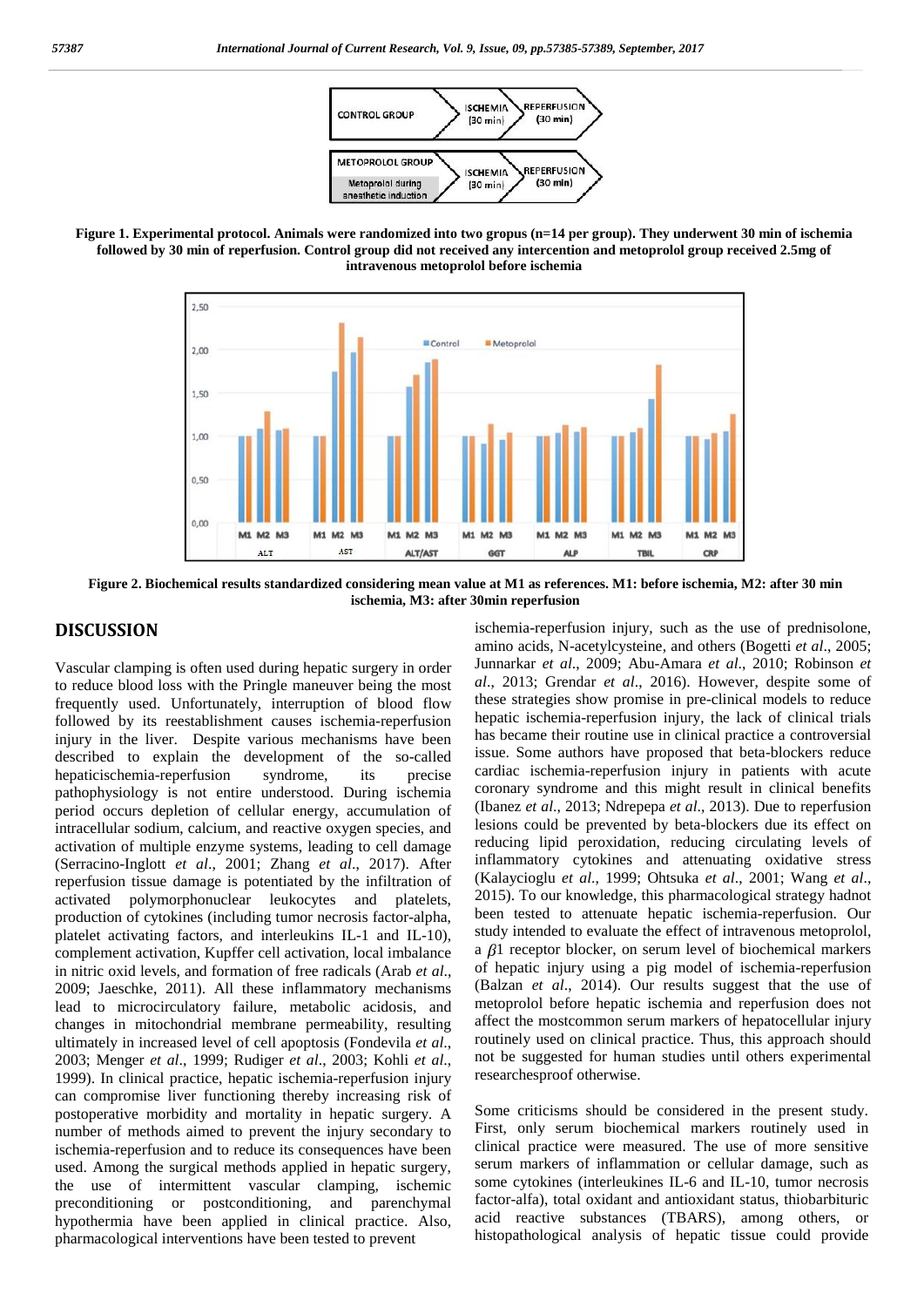Figure 1. Experimental protocol. Animals were randomized into two gropus (n=14 per group). They underwent 30 min of ischemia followed by 30 min of reperfusion. Control group did not received any intercention and metoprolol group received 2.5mg of intravenous metoprolol before ischemia

Figure 2. Biochemical results standardized considering mean value at M1 as references. M1: before ischemia, M2: after 30 min ischemia, M3: after 30min reperfusion

## DISCUSSION

Vascular clamping is often used during hepatic surgery in order to reduce blood loss with the Pringle maneuver being the most frequently used. Unfortunately, interruption of blood flow followed by its reestablishment causes ischemia-reperfusion injury in the liver. Despite various mechanisms have been described to explain the development of the so-called hepaticischemia-reperfusion syndrome, its precise pathophysiology is not entire understood. During ischemia period occurs depletion of cellular energy, accumulation of intracellular sodium, calcium, and reactive oxygen species, and activation of multiple enzyme systems, leading to cell damage (Serracino-Inglott *et al*., 2001; Zhang *et al*., 2017). After reperfusion tissue damage is potentiated by the infiltration of activated polymorphonuclear leukocytes and platelets, production of cytokines (including tumor necrosis factor-alpha, platelet activating factors, and interleukins IL-1 and IL-10), complement activation, Kupffer cell activation, local imbalance in nitric oxid levels, and formation of free radicals (Arab *et al*., 2009; Jaeschke, 2011). All these inflammatory mechanisms lead to microcirculatory failure, metabolic acidosis, and changes in mitochondrial membrane permeability, resulting ultimately in increased level of cell apoptosis (Fondevila *et al*., 2003; Menger *et al*., 1999; Rudiger *et al*., 2003; Kohli *et al*., 1999). In clinical practice, hepatic ischemia-reperfusion injury can compromise liver functioning thereby increasing risk of postoperative morbidity and mortality in hepatic surgery. A number of methods aimed to prevent the injury secondary to ischemia-reperfusion and to reduce its consequences have been used. Among the surgical methods applied in hepatic surgery, the use of intermittent vascular clamping, ischemic preconditioning or postconditioning, and parenchymal hypothermia have been applied in clinical practice. Also, pharmacological interventions have been tested to prevent ischemia-reperfusion injury, such as the use of prednisolone, amino acids, N-acetylcysteine, and others (Bogetti *et al*., 2005; Junnarkar *et al*., 2009; Abu-Amara *et al*., 2010; Robinson *et al*., 2013; Grendar *et al*., 2016). However, despite some of these strategies show promise in pre-clinical models to reduce hepatic ischemia-reperfusion injury, the lack of clinical trials has became their routine use in clinical practice a controversial issue. Some authors have proposed that beta-blockers reduce cardiac ischemia-reperfusion injury in patients with acute coronary syndrome and this might result in clinical benefits (Ibanez *et al*., 2013; Ndrepepa *et al*., 2013). Due to reperfusion lesions could be prevented by beta-blockers due its effect on reducing lipid peroxidation, reducing circulating levels of inflammatory cytokines and attenuating oxidative stress (Kalaycioglu *et al*., 1999; Ohtsuka *et al*., 2001; Wang *et al*., 2015). To our knowledge, this pharmacological strategy hadnot been tested to attenuate hepatic ischemia-reperfusion. Our study intended to evaluate the effect of intravenous metoprolol, a $\beta$1 receptor blocker, on serum level of biochemical markers of hepatic injury using a pig model of ischemia-reperfusion (Balzan *et al*., 2014). Our results suggest that the use of metoprolol before hepatic ischemia and reperfusion does not affect the mostcommon serum markers of hepatocellular injury routinely used on clinical practice. Thus, this approach should not be suggested for human studies until others experimental researchesproof otherwise.

Some criticisms should be considered in the present study. First, only serum biochemical markers routinely used in clinical practice were measured. The use of more sensitive serum markers of inflammation or cellular damage, such as some cytokines (interleukines IL-6 and IL-10, tumor necrosis factor-alfa), total oxidant and antioxidant status, thiobarbituric acid reactive substances (TBARS), among others, or histopathological analysis of hepatic tissue could provide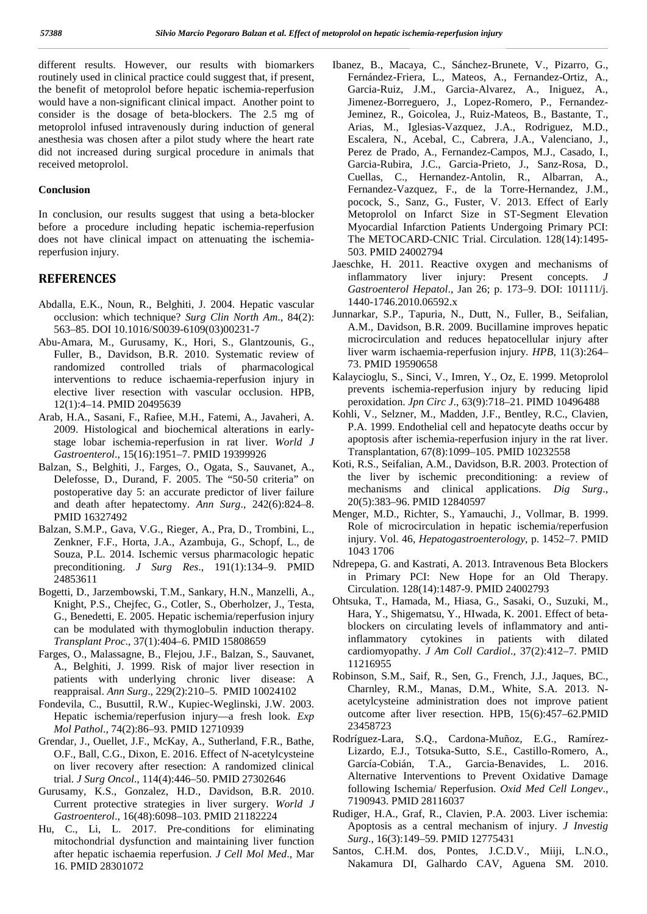different results. However, our results with biomarkers routinely used in clinical practice could suggest that, if present, the benefit of metoprolol before hepatic ischemia-reperfusion would have a non-significant clinical impact. Another point to consider is the dosage of beta-blockers. The 2.5 mg of metoprolol infused intravenously during induction of general anesthesia was chosen after a pilot study where the heart rate did not increased during surgical procedure in animals that received metoprolol.

### Conclusion

In conclusion, our results suggest that using a beta-blocker before a procedure including hepatic ischemia-reperfusion does not have clinical impact on attenuating the ischemia-reperfusion injury.

## REFERENCES

Abdalla, E.K., Noun, R., Belghiti, J. 2004. Hepatic vascular occlusion: which technique? *Surg Clin North Am*., 84(2): 563–85. DOI 10.1016/S0039-6109(03)00231-7

Abu-Amara, M., Gurusamy, K., Hori, S., Glantzounis, G., Fuller, B., Davidson, B.R. 2010. Systematic review of randomized controlled trials of pharmacological interventions to reduce ischaemia-reperfusion injury in elective liver resection with vascular occlusion. HPB, 12(1):4–14. PMID 20495639

Arab, H.A., Sasani, F., Rafiee, M.H., Fatemi, A., Javaheri, A. 2009. Histological and biochemical alterations in early-stage lobar ischemia-reperfusion in rat liver. *World J Gastroenterol*., 15(16):1951–7. PMID 19399926

Balzan, S., Belghiti, J., Farges, O., Ogata, S., Sauvanet, A., Delefosse, D., Durand, F. 2005. The "50-50 criteria" on postoperative day 5: an accurate predictor of liver failure and death after hepatectomy. *Ann Surg*., 242(6):824–8. PMID 16327492

Balzan, S.M.P., Gava, V.G., Rieger, A., Pra, D., Trombini, L., Zenkner, F.F., Horta, J.A., Azambuja, G., Schopf, L., de Souza, P.L. 2014. Ischemic versus pharmacologic hepatic preconditioning. *J Surg Res*., 191(1):134–9. PMID 24853611

Bogetti, D., Jarzembowski, T.M., Sankary, H.N., Manzelli, A., Knight, P.S., Chejfec, G., Cotler, S., Oberholzer, J., Testa, G., Benedetti, E. 2005. Hepatic ischemia/reperfusion injury can be modulated with thymoglobulin induction therapy. *Transplant Proc*., 37(1):404–6. PMID 15808659

Farges, O., Malassagne, B., Flejou, J.F., Balzan, S., Sauvanet, A., Belghiti, J. 1999. Risk of major liver resection in patients with underlying chronic liver disease: A reappraisal. *Ann Surg*., 229(2):210–5. PMID 10024102

Fondevila, C., Busuttil, R.W., Kupiec-Weglinski, J.W. 2003. Hepatic ischemia/reperfusion injury—a fresh look. *Exp Mol Pathol*., 74(2):86–93. PMID 12710939

Grendar, J., Ouellet, J.F., McKay, A., Sutherland, F.R., Bathe, O.F., Ball, C.G., Dixon, E. 2016. Effect of N-acetylcysteine on liver recovery after resection: A randomized clinical trial. *J Surg Oncol*., 114(4):446–50. PMID 27302646

Gurusamy, K.S., Gonzalez, H.D., Davidson, B.R. 2010. Current protective strategies in liver surgery. *World J Gastroenterol*., 16(48):6098–103. PMID 21182224

Hu, C., Li, L. 2017. Pre-conditions for eliminating mitochondrial dysfunction and maintaining liver function after hepatic ischaemia reperfusion. *J Cell Mol Med*., Mar 16. PMID 28301072

Ibanez, B., Macaya, C., Sánchez-Brunete, V., Pizarro, G., Fernández-Friera, L., Mateos, A., Fernandez-Ortiz, A., Garcia-Ruiz, J.M., Garcia-Alvarez, A., Iniguez, A., Jimenez-Borreguero, J., Lopez-Romero, P., Fernandez-Jeminez, R., Goicolea, J., Ruiz-Mateos, B., Bastante, T., Arias, M., Iglesias-Vazquez, J.A., Rodriguez, M.D., Escalera, N., Acebal, C., Cabrera, J.A., Valenciano, J., Perez de Prado, A., Fernandez-Campos, M.J., Casado, I., Garcia-Rubira, J.C., Garcia-Prieto, J., Sanz-Rosa, D., Cuellas, C., Hernandez-Antolin, R., Albarran, A., Fernandez-Vazquez, F., de la Torre-Hernandez, J.M., pocock, S., Sanz, G., Fuster, V. 2013. Effect of Early Metoprolol on Infarct Size in ST-Segment Elevation Myocardial Infarction Patients Undergoing Primary PCI: The METOCARD-CNIC Trial. Circulation. 128(14):1495-503. PMID 24002794

Jaeschke, H. 2011. Reactive oxygen and mechanisms of inflammatory liver injury: Present concepts. *J Gastroenterol Hepatol*., Jan 26; p. 173–9. DOI: 101111/j. 1440-1746.2010.06592.x

Junnarkar, S.P., Tapuria, N., Dutt, N., Fuller, B., Seifalian, A.M., Davidson, B.R. 2009. Bucillamine improves hepatic microcirculation and reduces hepatocellular injury after liver warm ischaemia-reperfusion injury. *HPB*, 11(3):264–73. PMID 19590658

Kalaycioglu, S., Sinci, V., Imren, Y., Oz, E. 1999. Metoprolol prevents ischemia-reperfusion injury by reducing lipid peroxidation. *Jpn Circ J*., 63(9):718–21. PIMD 10496488

Kohli, V., Selzner, M., Madden, J.F., Bentley, R.C., Clavien, P.A. 1999. Endothelial cell and hepatocyte deaths occur by apoptosis after ischemia-reperfusion injury in the rat liver. Transplantation, 67(8):1099–105. PMID 10232558

Koti, R.S., Seifalian, A.M., Davidson, B.R. 2003. Protection of the liver by ischemic preconditioning: a review of mechanisms and clinical applications. *Dig Surg*., 20(5):383–96. PMID 12840597

Menger, M.D., Richter, S., Yamauchi, J., Vollmar, B. 1999. Role of microcirculation in hepatic ischemia/reperfusion injury. Vol. 46, *Hepatogastroenterology*, p. 1452–7. PMID 1043 1706

Ndrepepa, G. and Kastrati, A. 2013. Intravenous Beta Blockers in Primary PCI: New Hope for an Old Therapy. Circulation. 128(14):1487-9. PMID 24002793

Ohtsuka, T., Hamada, M., Hiasa, G., Sasaki, O., Suzuki, M., Hara, Y., Shigematsu, Y., HIwada, K. 2001. Effect of beta-blockers on circulating levels of inflammatory and anti-inflammatory cytokines in patients with dilated cardiomyopathy. *J Am Coll Cardiol*., 37(2):412–7. PMID 11216955

Robinson, S.M., Saif, R., Sen, G., French, J.J., Jaques, BC., Charnley, R.M., Manas, D.M., White, S.A. 2013. N-acetylcysteine administration does not improve patient outcome after liver resection. HPB, 15(6):457–62.PMID 23458723

Rodríguez-Lara, S.Q., Cardona-Muñoz, E.G., Ramírez-Lizardo, E.J., Totsuka-Sutto, S.E., Castillo-Romero, A., García-Cobián, T.A., Garcia-Benavides, L. 2016. Alternative Interventions to Prevent Oxidative Damage following Ischemia/ Reperfusion. *Oxid Med Cell Longev*., 7190943. PMID 28116037

Rudiger, H.A., Graf, R., Clavien, P.A. 2003. Liver ischemia: Apoptosis as a central mechanism of injury. *J Investig Surg*., 16(3):149–59. PMID 12775431

Santos, C.H.M. dos, Pontes, J.C.D.V., Miiji, L.N.O., Nakamura DI, Galhardo CAV, Aguena SM. 2010.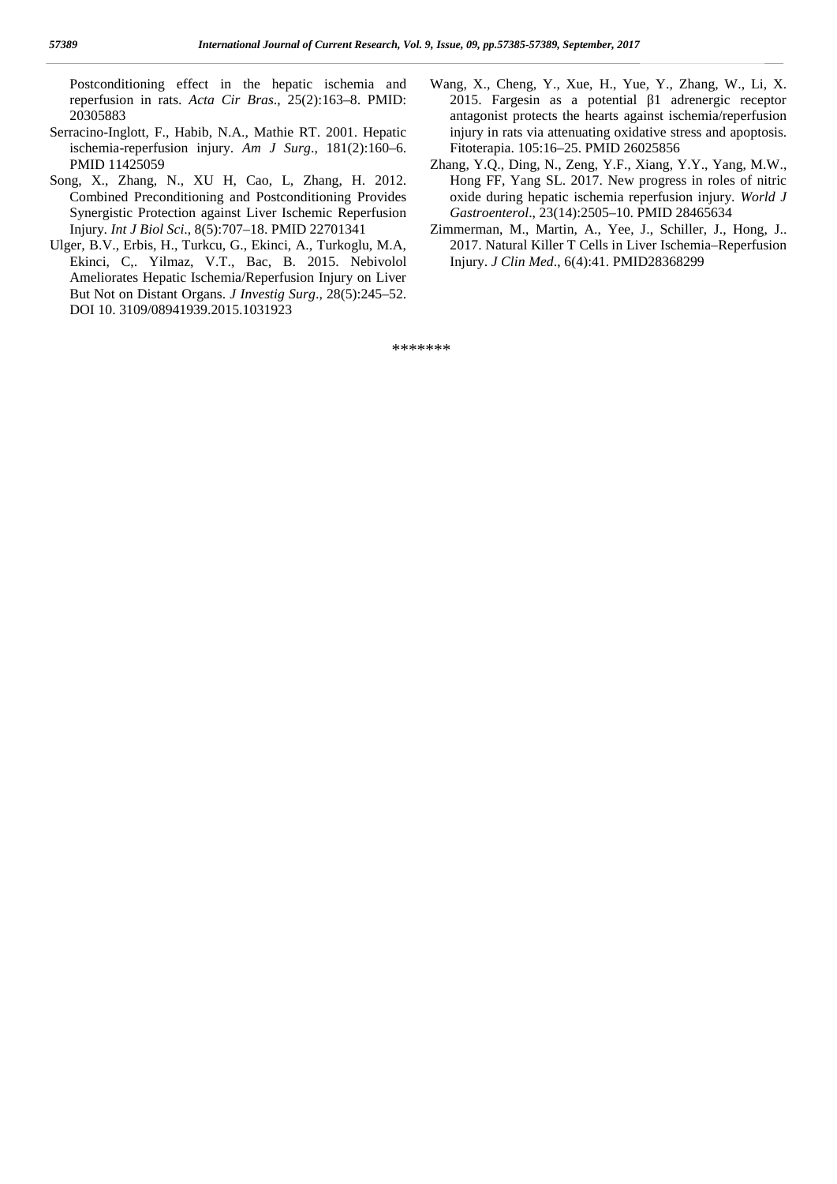Postconditioning effect in the hepatic ischemia and reperfusion in rats. *Acta Cir Bras*., 25(2):163–8. PMID: 20305883

Serracino-Inglott, F., Habib, N.A., Mathie RT. 2001. Hepatic ischemia-reperfusion injury. *Am J Surg*., 181(2):160–6. PMID 11425059

Song, X., Zhang, N., XU H, Cao, L, Zhang, H. 2012. Combined Preconditioning and Postconditioning Provides Synergistic Protection against Liver Ischemic Reperfusion Injury. *Int J Biol Sci*., 8(5):707–18. PMID 22701341

Ulger, B.V., Erbis, H., Turkcu, G., Ekinci, A., Turkoglu, M.A, Ekinci, C,. Yilmaz, V.T., Bac, B. 2015. Nebivolol Ameliorates Hepatic Ischemia/Reperfusion Injury on Liver But Not on Distant Organs. *J Investig Surg*., 28(5):245–52. DOI 10. 3109/08941939.2015.1031923

Wang, X., Cheng, Y., Xue, H., Yue, Y., Zhang, W., Li, X. 2015. Fargesin as a potential β1 adrenergic receptor antagonist protects the hearts against ischemia/reperfusion injury in rats via attenuating oxidative stress and apoptosis. Fitoterapia. 105:16–25. PMID 26025856

Zhang, Y.Q., Ding, N., Zeng, Y.F., Xiang, Y.Y., Yang, M.W., Hong FF, Yang SL. 2017. New progress in roles of nitric oxide during hepatic ischemia reperfusion injury. *World J Gastroenterol*., 23(14):2505–10. PMID 28465634

Zimmerman, M., Martin, A., Yee, J., Schiller, J., Hong, J.. 2017. Natural Killer T Cells in Liver Ischemia–Reperfusion Injury. *J Clin Med*., 6(4):41. PMID28368299

*******